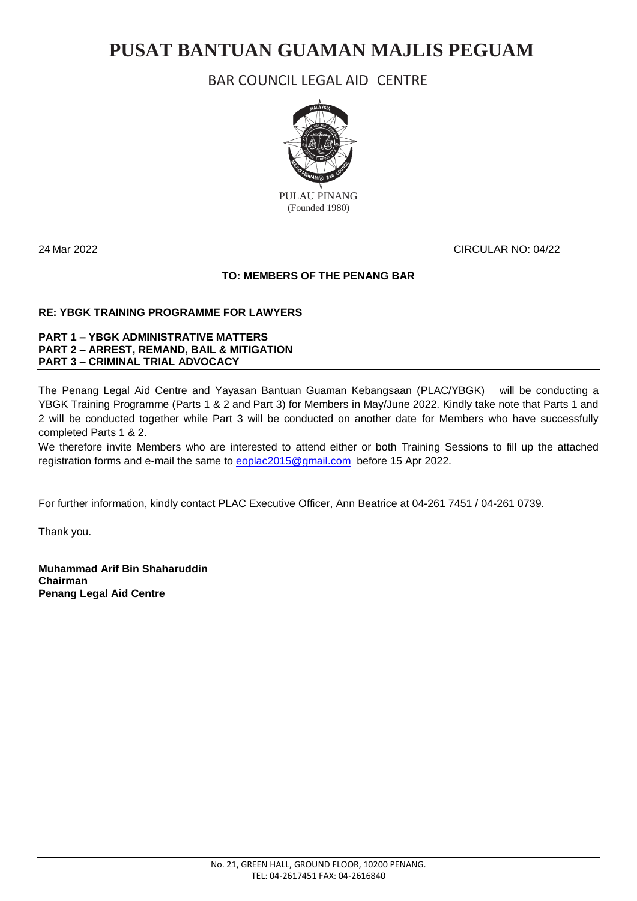# PUSAT BANTUAN GUAMAN MAJLIS PEGUAM

## BAR COUNCIL LEGAL AID CENTRE

PULAU PINANG
(Founded 1980)

24 Mar 2022

CIRCULAR NO: 04/22

**TO: MEMBERS OF THE PENANG BAR**

**RE: YBGK TRAINING PROGRAMME FOR LAWYERS**

**PART 1 – YBGK ADMINISTRATIVE MATTERS**
**PART 2 – ARREST, REMAND, BAIL & MITIGATION**
**PART 3 – CRIMINAL TRIAL ADVOCACY**

The Penang Legal Aid Centre and Yayasan Bantuan Guaman Kebangsaan (PLAC/YBGK) will be conducting a YBGK Training Programme (Parts 1 & 2 and Part 3) for Members in May/June 2022. Kindly take note that Parts 1 and 2 will be conducted together while Part 3 will be conducted on another date for Members who have successfully completed Parts 1 & 2.

We therefore invite Members who are interested to attend either or both Training Sessions to fill up the attached registration forms and e-mail the same to eoplac2015@gmail.com before 15 Apr 2022.

For further information, kindly contact PLAC Executive Officer, Ann Beatrice at 04-261 7451 / 04-261 0739.

Thank you.

**Muhammad Arif Bin Shaharuddin**
**Chairman**
**Penang Legal Aid Centre**

No. 21, GREEN HALL, GROUND FLOOR, 10200 PENANG.
TEL: 04-2617451 FAX: 04-2616840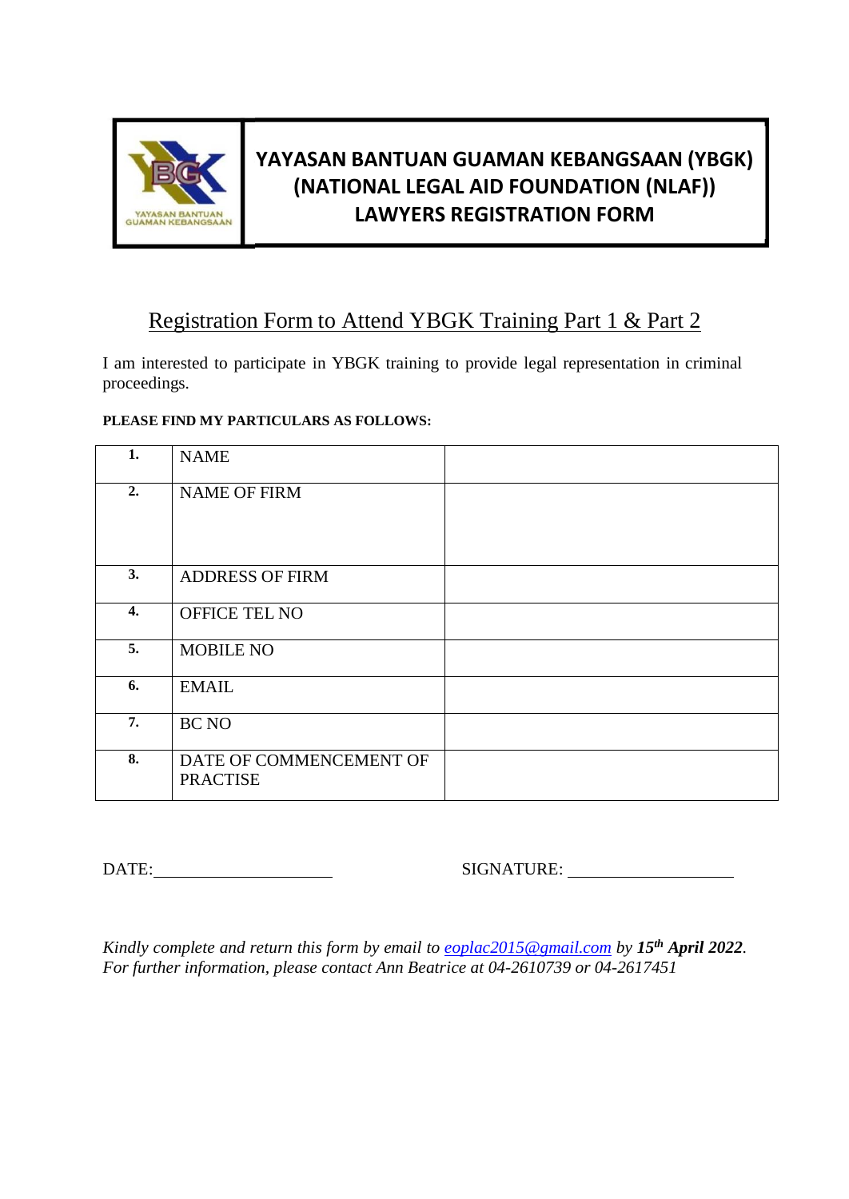# YAYASAN BANTUAN GUAMAN KEBANGSAAN (YBGK) (NATIONAL LEGAL AID FOUNDATION (NLAF)) LAWYERS REGISTRATION FORM

## Registration Form to Attend YBGK Training Part 1 & Part 2

I am interested to participate in YBGK training to provide legal representation in criminal proceedings.

**PLEASE FIND MY PARTICULARS AS FOLLOWS:**

| | | |
|---|---|---|
| **1.** | NAME | |
| **2.** | NAME OF FIRM | |
| **3.** | ADDRESS OF FIRM | |
| **4.** | OFFICE TEL NO | |
| **5.** | MOBILE NO | |
| **6.** | EMAIL | |
| **7.** | BC NO | |
| **8.** | DATE OF COMMENCEMENT OF PRACTISE | |

DATE:_____________________ SIGNATURE: ___________________

*Kindly complete and return this form by email to eoplac2015@gmail.com by **15th April 2022**.*
*For further information, please contact Ann Beatrice at 04-2610739 or 04-2617451*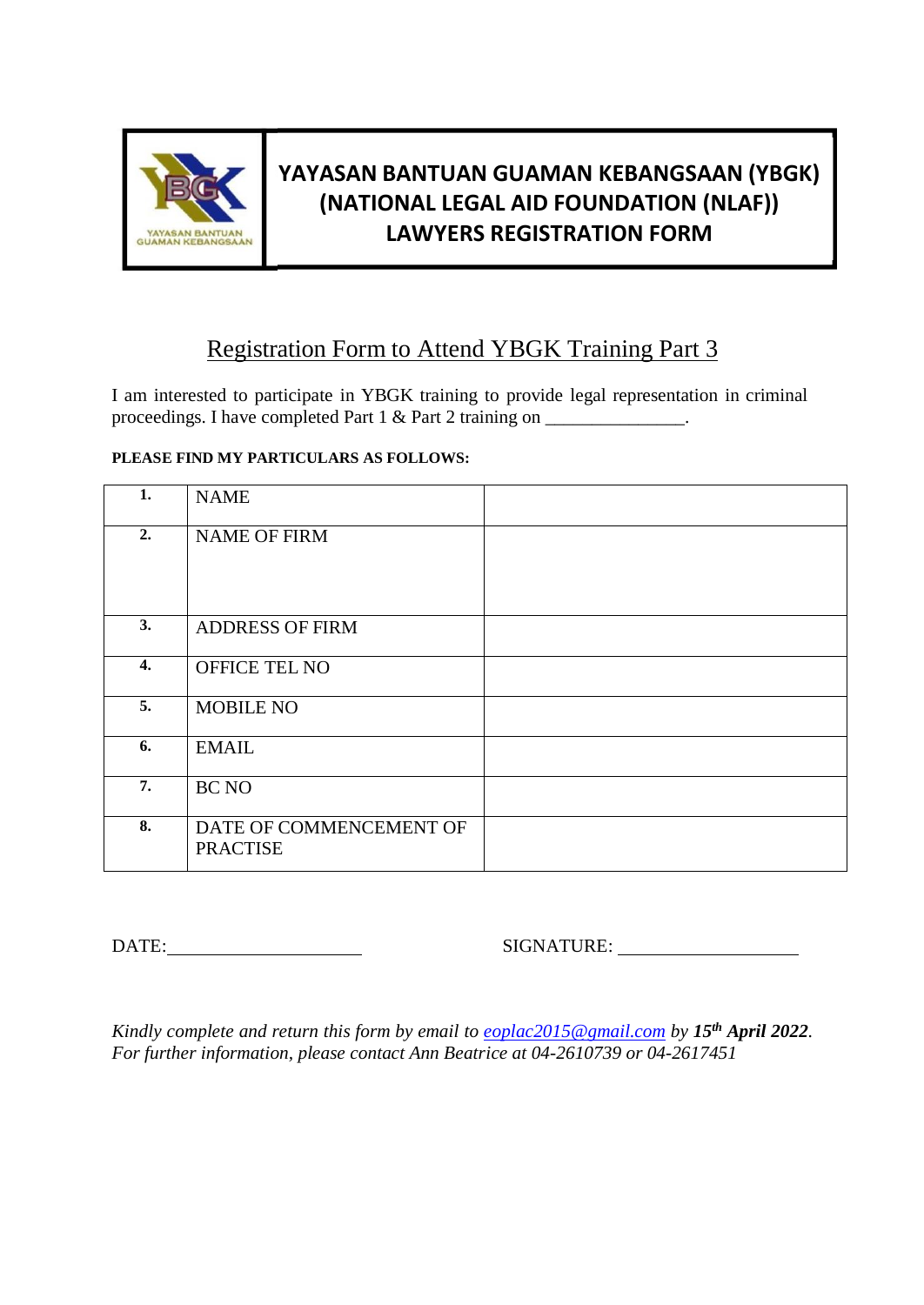# YAYASAN BANTUAN GUAMAN KEBANGSAAN (YBGK)
# (NATIONAL LEGAL AID FOUNDATION (NLAF))
# LAWYERS REGISTRATION FORM

## Registration Form to Attend YBGK Training Part 3

I am interested to participate in YBGK training to provide legal representation in criminal proceedings. I have completed Part 1 & Part 2 training on _______________.

**PLEASE FIND MY PARTICULARS AS FOLLOWS:**

| | | |
|---|---|---|
| **1.** | NAME | |
| **2.** | NAME OF FIRM | |
| **3.** | ADDRESS OF FIRM | |
| **4.** | OFFICE TEL NO | |
| **5.** | MOBILE NO | |
| **6.** | EMAIL | |
| **7.** | BC NO | |
| **8.** | DATE OF COMMENCEMENT OF PRACTISE | |

DATE:_____________________ SIGNATURE: ___________________

*Kindly complete and return this form by email to [eoplac2015@gmail.com](mailto:eoplac2015@gmail.com) by **15th April 2022**.*
*For further information, please contact Ann Beatrice at 04-2610739 or 04-2617451*